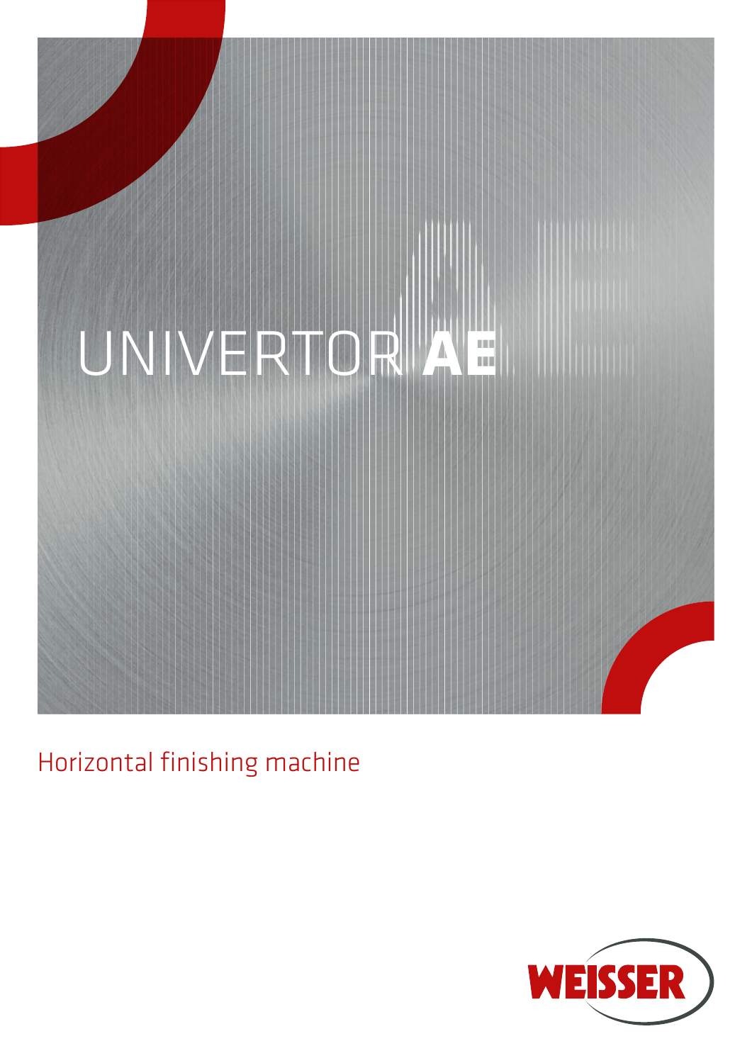# UNIVERTOR **AE**

Horizontal finishing machine

WEISSER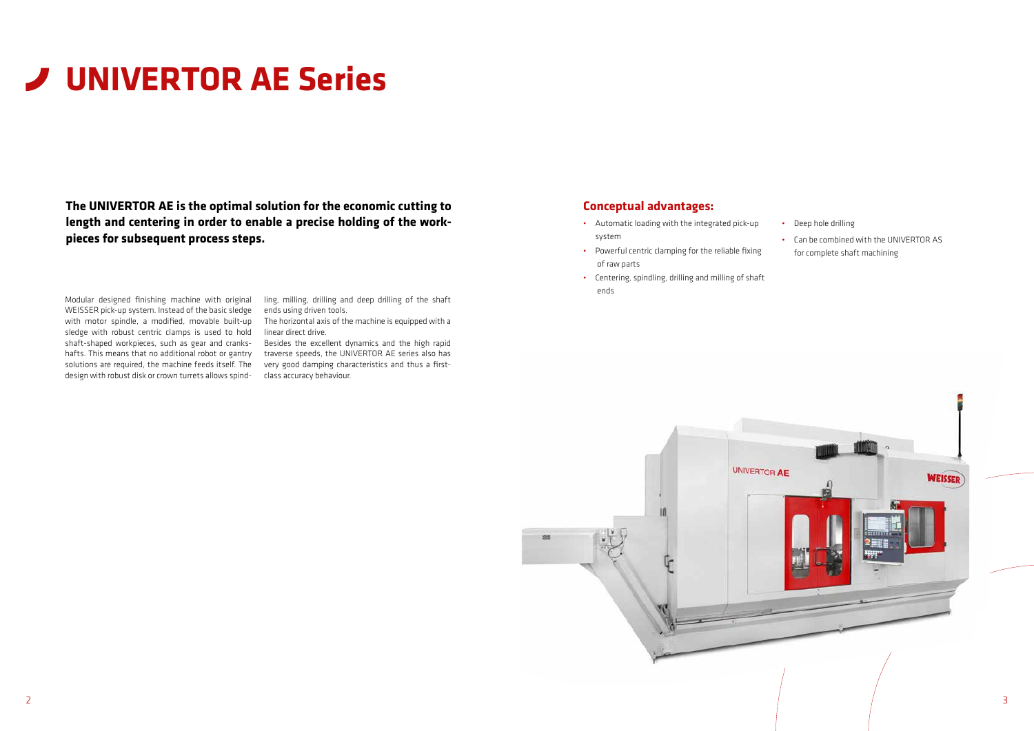# UNIVERTOR AE Series

**The UNIVERTOR AE is the optimal solution for the economic cutting to length and centering in order to enable a precise holding of the workpieces for subsequent process steps.**

Modular designed finishing machine with original WEISSER pick-up system. Instead of the basic sledge with motor spindle, a modified, movable built-up sledge with robust centric clamps is used to hold shaft-shaped workpieces, such as gear and crankshafts. This means that no additional robot or gantry solutions are required, the machine feeds itself. The design with robust disk or crown turrets allows spindling, milling, drilling and deep drilling of the shaft ends using driven tools.

The horizontal axis of the machine is equipped with a linear direct drive.

Besides the excellent dynamics and the high rapid traverse speeds, the UNIVERTOR AE series also has very good damping characteristics and thus a first-class accuracy behaviour.

## Conceptual advantages:

- Automatic loading with the integrated pick-up system
- Powerful centric clamping for the reliable fixing of raw parts
- Centering, spindling, drilling and milling of shaft ends
- Deep hole drilling
- Can be combined with the UNIVERTOR AS for complete shaft machining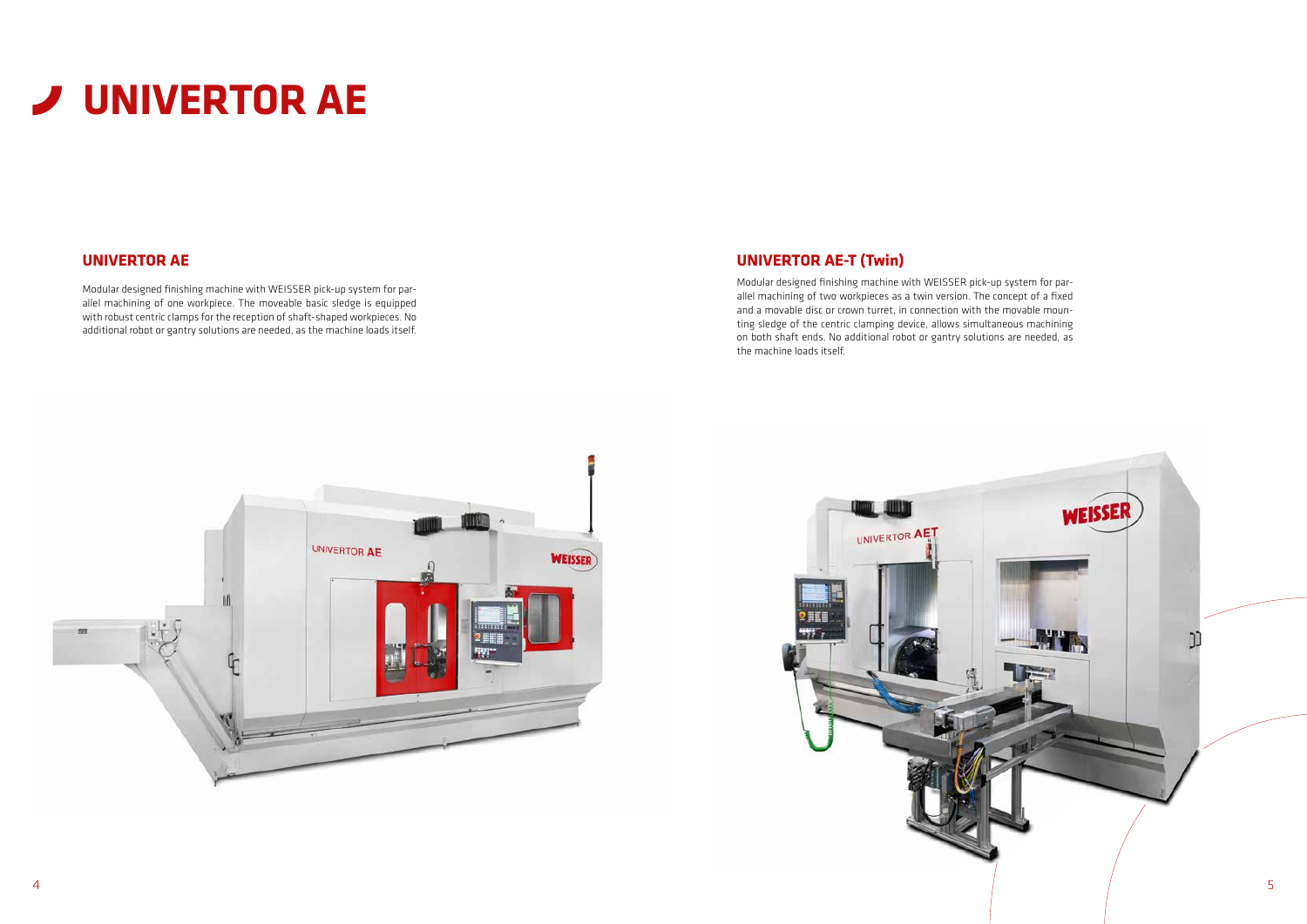# UNIVERTOR AE

## UNIVERTOR AE

Modular designed finishing machine with WEISSER pick-up system for parallel machining of one workpiece. The moveable basic sledge is equipped with robust centric clamps for the reception of shaft-shaped workpieces. No additional robot or gantry solutions are needed, as the machine loads itself.

## UNIVERTOR AE-T (Twin)

Modular designed finishing machine with WEISSER pick-up system for parallel machining of two workpieces as a twin version. The concept of a fixed and a movable disc or crown turret, in connection with the movable mounting sledge of the centric clamping device, allows simultaneous machining on both shaft ends. No additional robot or gantry solutions are needed, as the machine loads itself.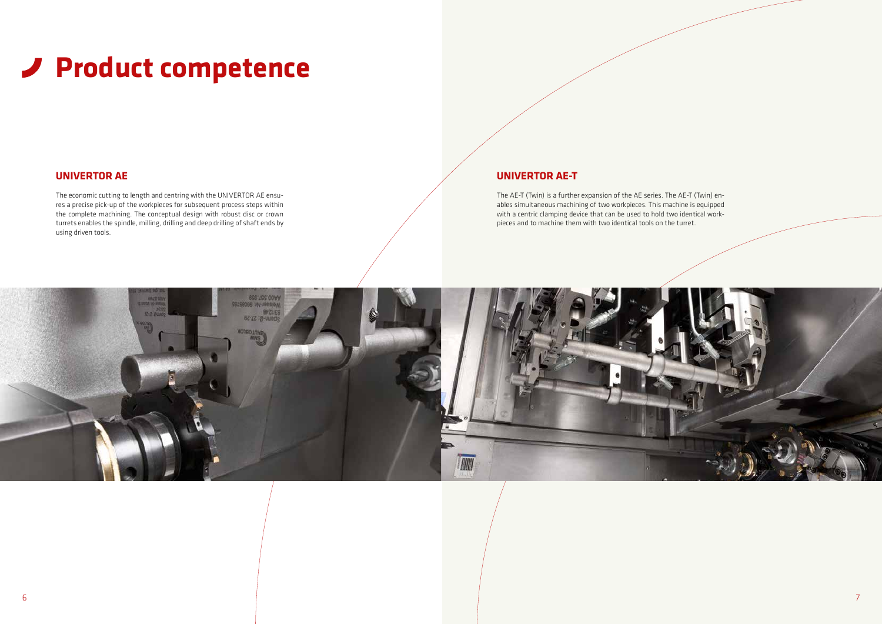# Product competence

## UNIVERTOR AE

The economic cutting to length and centring with the UNIVERTOR AE ensures a precise pick-up of the workpieces for subsequent process steps within the complete machining. The conceptual design with robust disc or crown turrets enables the spindle, milling, drilling and deep drilling of shaft ends by using driven tools.

## UNIVERTOR AE-T

The AE-T (Twin) is a further expansion of the AE series. The AE-T (Twin) enables simultaneous machining of two workpieces. This machine is equipped with a centric clamping device that can be used to hold two identical workpieces and to machine them with two identical tools on the turret.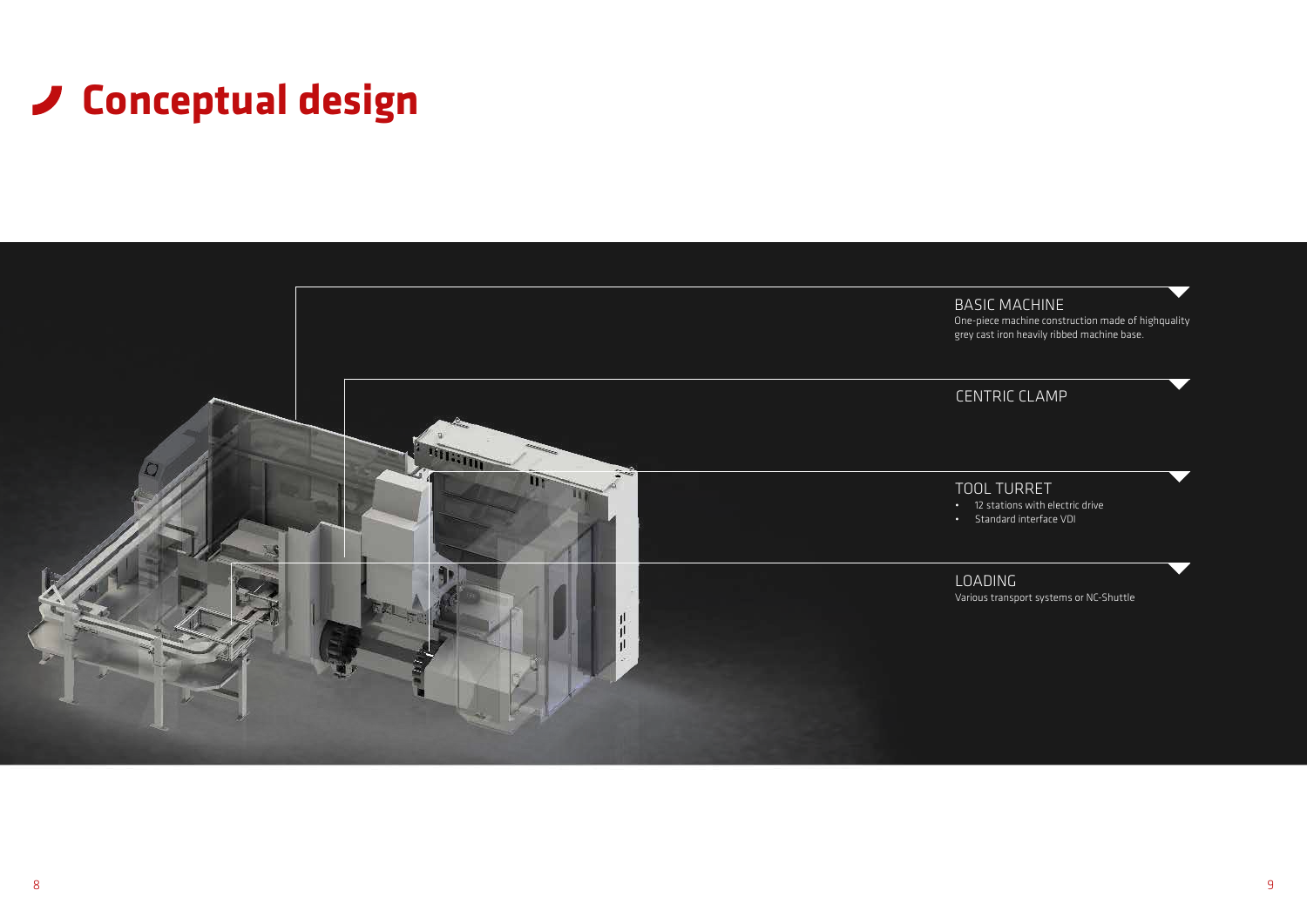# Conceptual design

### BASIC MACHINE

One-piece machine construction made of highquality grey cast iron heavily ribbed machine base.

### CENTRIC CLAMP

### TOOL TURRET

- 12 stations with electric drive
- Standard interface VDI

### LOADING

Various transport systems or NC-Shuttle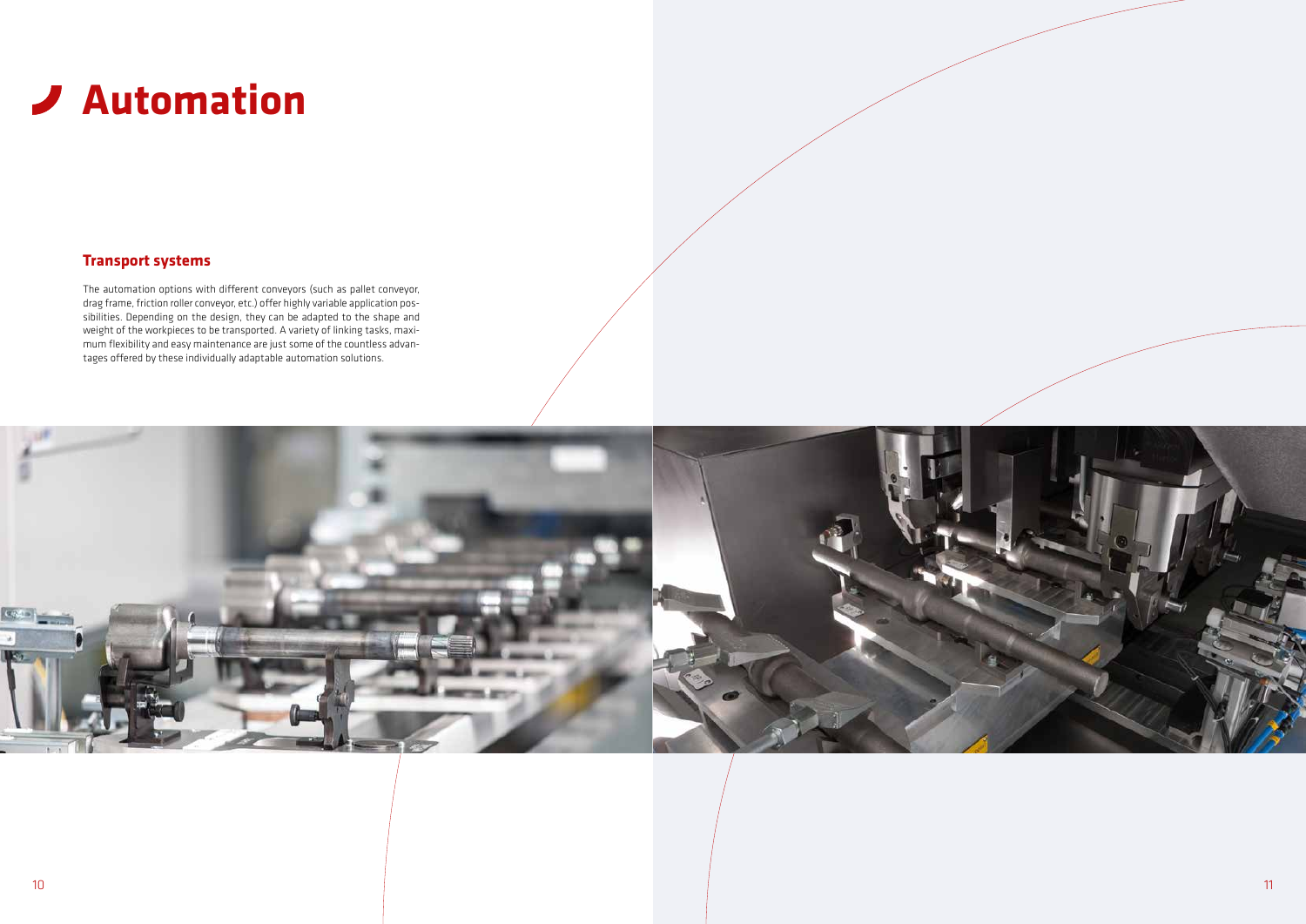# Automation

## Transport systems

The automation options with different conveyors (such as pallet conveyor, drag frame, friction roller conveyor, etc.) offer highly variable application possibilities. Depending on the design, they can be adapted to the shape and weight of the workpieces to be transported. A variety of linking tasks, maximum flexibility and easy maintenance are just some of the countless advantages offered by these individually adaptable automation solutions.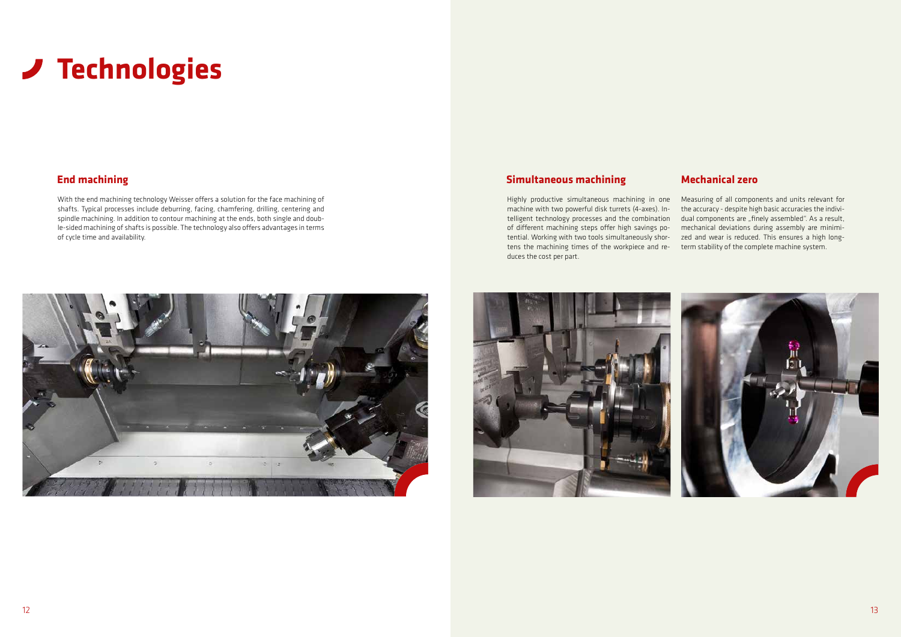# Technologies

## End machining

With the end machining technology Weisser offers a solution for the face machining of shafts. Typical processes include deburring, facing, chamfering, drilling, centering and spindle machining. In addition to contour machining at the ends, both single and double-sided machining of shafts is possible. The technology also offers advantages in terms of cycle time and availability.

## Simultaneous machining

Highly productive simultaneous machining in one machine with two powerful disk turrets (4-axes). Intelligent technology processes and the combination of different machining steps offer high savings potential. Working with two tools simultaneously shortens the machining times of the workpiece and reduces the cost per part.

## Mechanical zero

Measuring of all components and units relevant for the accuracy - despite high basic accuracies the individual components are „finely assembled". As a result, mechanical deviations during assembly are minimized and wear is reduced. This ensures a high long-term stability of the complete machine system.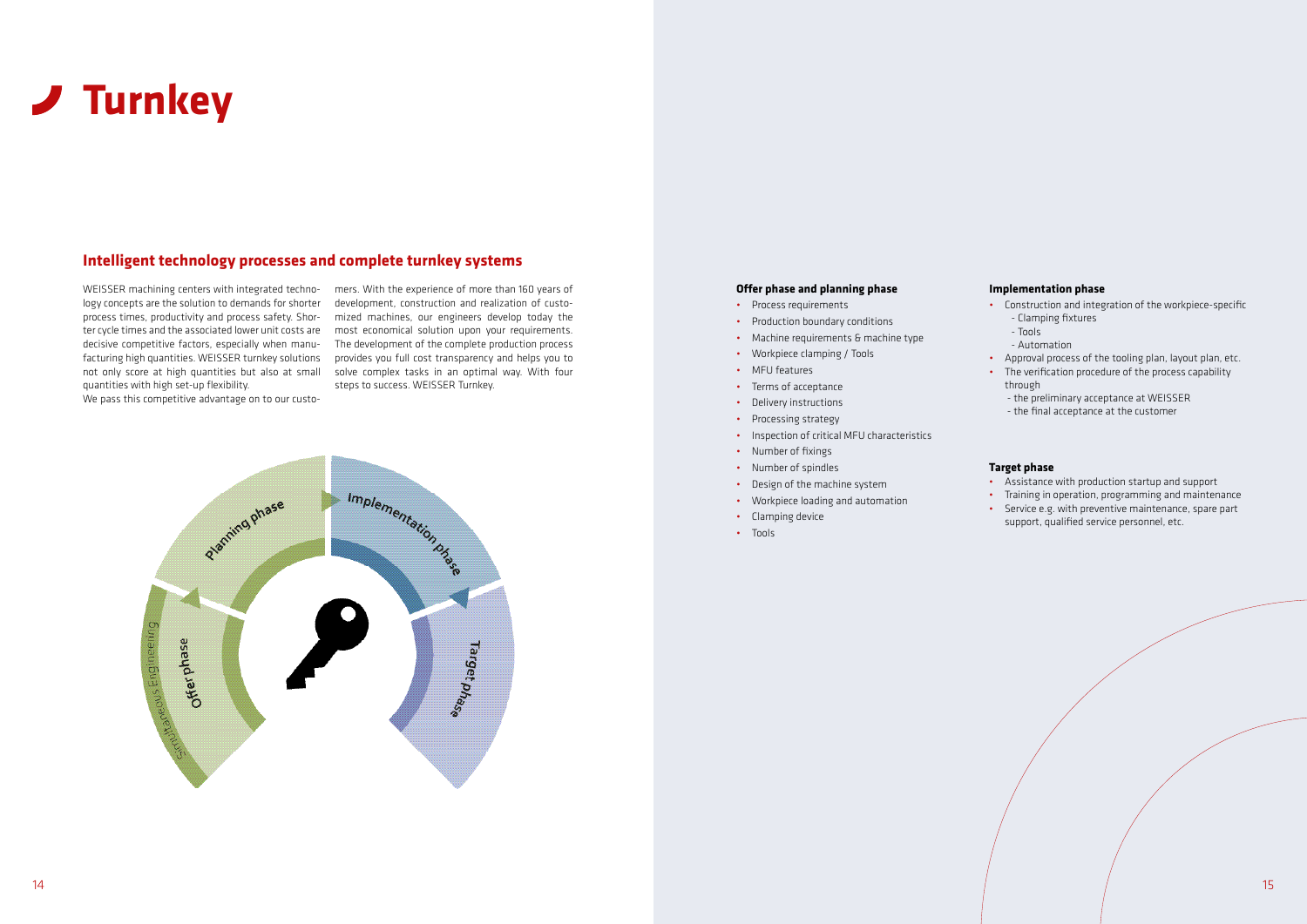# Turnkey

## Intelligent technology processes and complete turnkey systems

WEISSER machining centers with integrated technology concepts are the solution to demands for shorter process times, productivity and process safety. Shorter cycle times and the associated lower unit costs are decisive competitive factors, especially when manufacturing high quantities. WEISSER turnkey solutions not only score at high quantities but also at small quantities with high set-up flexibility.
We pass this competitive advantage on to our customers. With the experience of more than 160 years of development, construction and realization of customized machines, our engineers develop today the most economical solution upon your requirements. The development of the complete production process provides you full cost transparency and helps you to solve complex tasks in an optimal way. With four steps to success. WEISSER Turnkey.

Offer phase · Planning phase · Implementation phase · Target phase · Simultaneous Engineering

### Offer phase and planning phase

- Process requirements
- Production boundary conditions
- Machine requirements & machine type
- Workpiece clamping / Tools
- MFU features
- Terms of acceptance
- Delivery instructions
- Processing strategy
- Inspection of critical MFU characteristics
- Number of fixings
- Number of spindles
- Design of the machine system
- Workpiece loading and automation
- Clamping device
- Tools

### Implementation phase

- Construction and integration of the workpiece-specific
  - Clamping fixtures
  - Tools
  - Automation
- Approval process of the tooling plan, layout plan, etc.
- The verification procedure of the process capability through
  - the preliminary acceptance at WEISSER
  - the final acceptance at the customer

### Target phase

- Assistance with production startup and support
- Training in operation, programming and maintenance
- Service e.g. with preventive maintenance, spare part support, qualified service personnel, etc.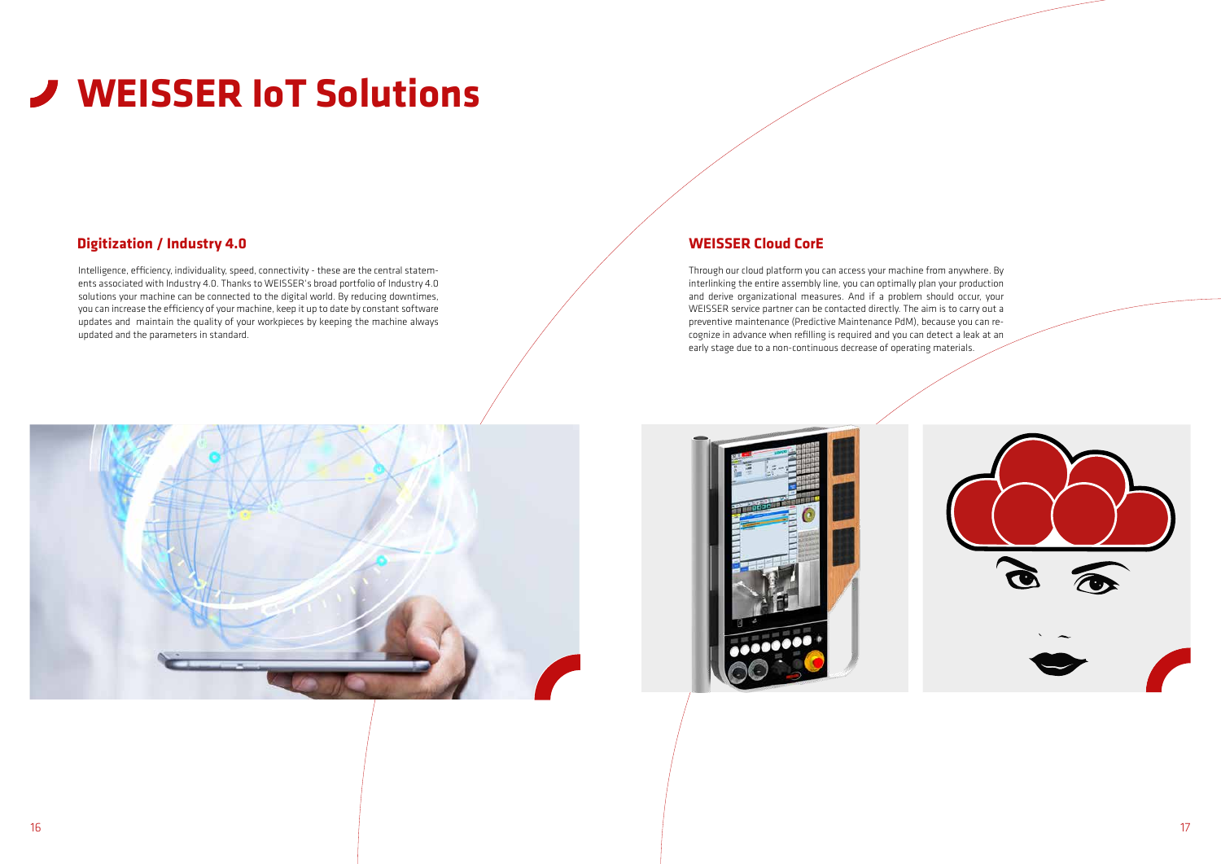# WEISSER IoT Solutions

## Digitization / Industry 4.0

Intelligence, efficiency, individuality, speed, connectivity - these are the central statements associated with Industry 4.0. Thanks to WEISSER's broad portfolio of Industry 4.0 solutions your machine can be connected to the digital world. By reducing downtimes, you can increase the efficiency of your machine, keep it up to date by constant software updates and maintain the quality of your workpieces by keeping the machine always updated and the parameters in standard.

## WEISSER Cloud CorE

Through our cloud platform you can access your machine from anywhere. By interlinking the entire assembly line, you can optimally plan your production and derive organizational measures. And if a problem should occur, your WEISSER service partner can be contacted directly. The aim is to carry out a preventive maintenance (Predictive Maintenance PdM), because you can recognize in advance when refilling is required and you can detect a leak at an early stage due to a non-continuous decrease of operating materials.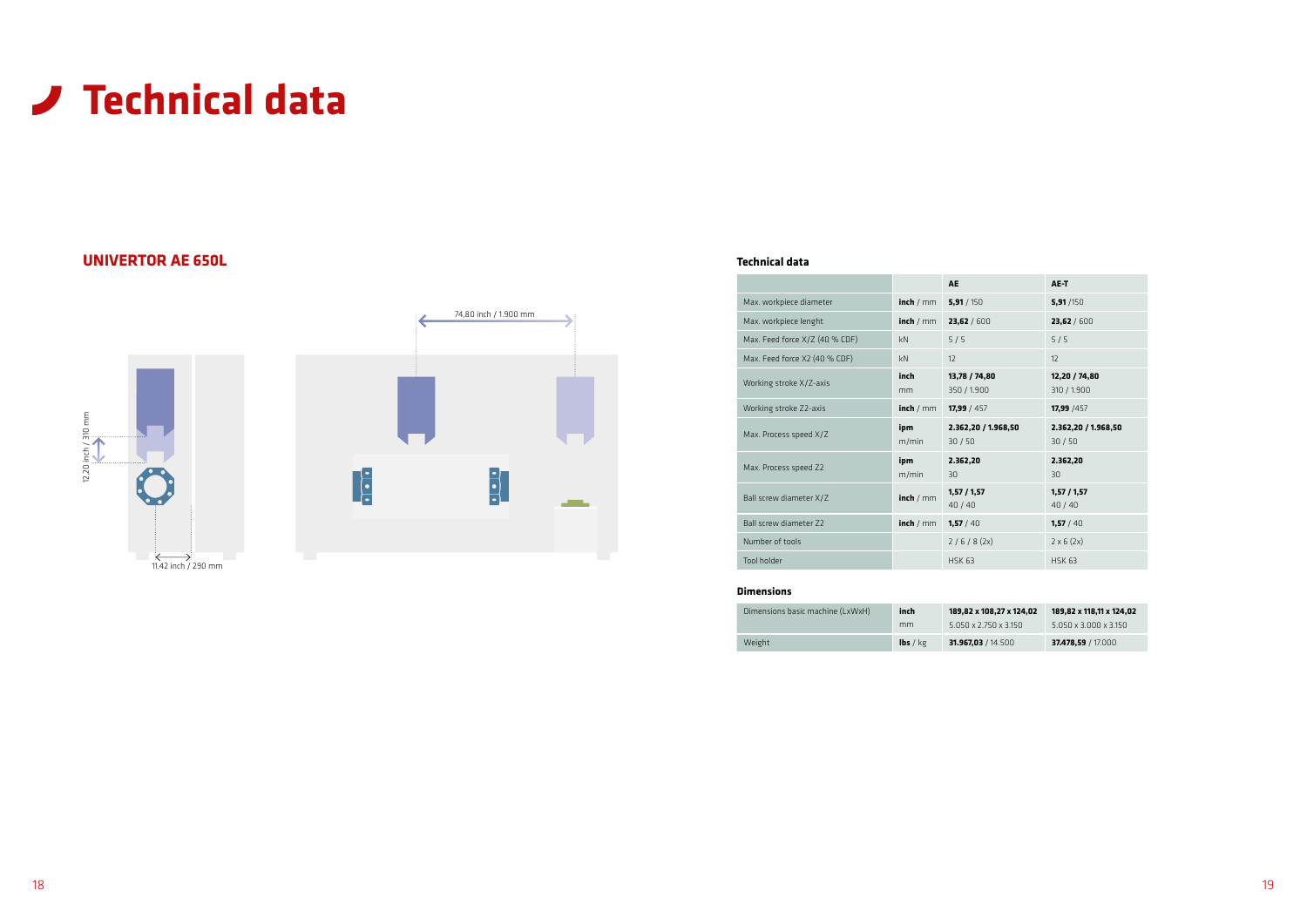# Technical data

## UNIVERTOR AE 650L

74,80 inch / 1.900 mm

12,20 inch / 310 mm

11,42 inch / 290 mm

### Technical data

| | | AE | AE-T |
|---|---|---|---|
| Max. workpiece diameter | **inch** / mm | **5,91** / 150 | **5,91** /150 |
| Max. workpiece lenght | **inch** / mm | **23,62** / 600 | **23,62** / 600 |
| Max. Feed force X/Z (40 % CDF) | kN | 5 / 5 | 5 / 5 |
| Max. Feed force X2 (40 % CDF) | kN | 12 | 12 |
| Working stroke X/Z-axis | **inch** mm | **13,78 / 74,80** 350 / 1.900 | **12,20 / 74,80** 310 / 1.900 |
| Working stroke Z2-axis | **inch** / mm | **17,99** / 457 | **17,99** /457 |
| Max. Process speed X/Z | **ipm** m/min | **2.362,20 / 1.968,50** 30 / 50 | **2.362,20 / 1.968,50** 30 / 50 |
| Max. Process speed Z2 | **ipm** m/min | **2.362,20** 30 | **2.362,20** 30 |
| Ball screw diameter X/Z | **inch** / mm | **1,57 / 1,57** 40 / 40 | **1,57 / 1,57** 40 / 40 |
| Ball screw diameter Z2 | **inch** / mm | **1,57** / 40 | **1,57** / 40 |
| Number of tools | | 2 / 6 / 8 (2x) | 2 x 6 (2x) |
| Tool holder | | HSK 63 | HSK 63 |

### Dimensions

| | | | |
|---|---|---|---|
| Dimensions basic machine (LxWxH) | **inch** mm | **189,82 x 108,27 x 124,02** 5.050 x 2.750 x 3.150 | **189,82 x 118,11 x 124,02** 5.050 x 3.000 x 3.150 |
| Weight | **lbs** / kg | **31.967,03** / 14.500 | **37.478,59** / 17.000 |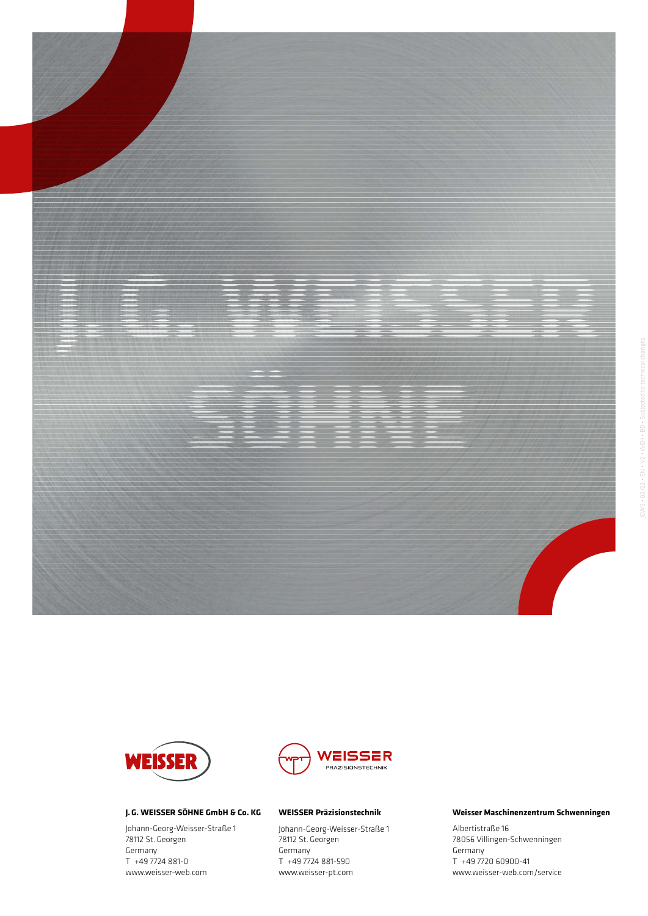J. G. WEISSER SÖHNE

**J. G. WEISSER SÖHNE GmbH & Co. KG**

Johann-Georg-Weisser-Straße 1
78112 St. Georgen
Germany
T +49 7724 881-0
www.weisser-web.com

**WEISSER Präzisionstechnik**

Johann-Georg-Weisser-Straße 1
78112 St. Georgen
Germany
T +49 7724 881-590
www.weisser-pt.com

**Weisser Maschinenzentrum Schwenningen**

Albertistraße 16
78056 Villingen-Schwenningen
Germany
T +49 7720 60900-41
www.weisser-web.com/service

JGWS • 02/22 • EN • V2 • WEH • BD • Subjected to technical changes